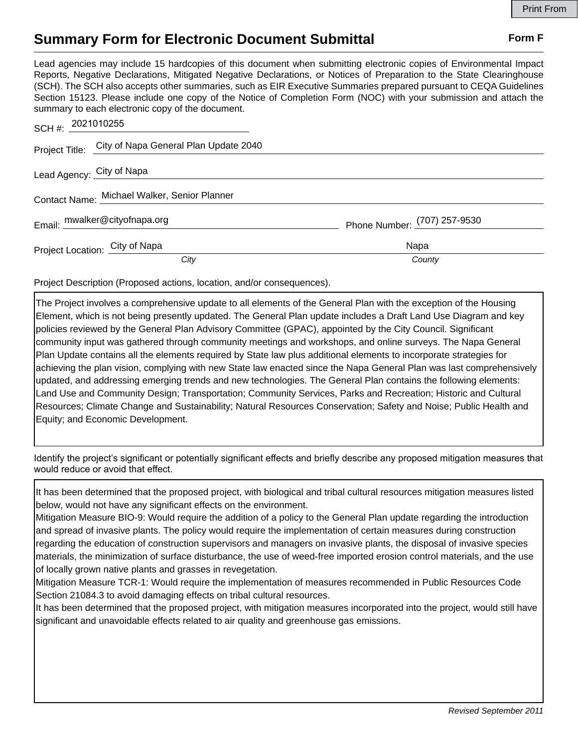# Summary Form for Electronic Document Submittal

**Form F**

Lead agencies may include 15 hardcopies of this document when submitting electronic copies of Environmental Impact Reports, Negative Declarations, Mitigated Negative Declarations, or Notices of Preparation to the State Clearinghouse (SCH). The SCH also accepts other summaries, such as EIR Executive Summaries prepared pursuant to CEQA Guidelines Section 15123. Please include one copy of the Notice of Completion Form (NOC) with your submission and attach the summary to each electronic copy of the document.

SCH #: 2021010255

Project Title: City of Napa General Plan Update 2040

Lead Agency: City of Napa

Contact Name: Michael Walker, Senior Planner

Email: mwalker@cityofnapa.org Phone Number: (707) 257-9530

Project Location: City of Napa (*City*) Napa (*County*)

Project Description (Proposed actions, location, and/or consequences).

The Project involves a comprehensive update to all elements of the General Plan with the exception of the Housing Element, which is not being presently updated. The General Plan update includes a Draft Land Use Diagram and key policies reviewed by the General Plan Advisory Committee (GPAC), appointed by the City Council. Significant community input was gathered through community meetings and workshops, and online surveys. The Napa General Plan Update contains all the elements required by State law plus additional elements to incorporate strategies for achieving the plan vision, complying with new State law enacted since the Napa General Plan was last comprehensively updated, and addressing emerging trends and new technologies. The General Plan contains the following elements: Land Use and Community Design; Transportation; Community Services, Parks and Recreation; Historic and Cultural Resources; Climate Change and Sustainability; Natural Resources Conservation; Safety and Noise; Public Health and Equity; and Economic Development.

Identify the project's significant or potentially significant effects and briefly describe any proposed mitigation measures that would reduce or avoid that effect.

It has been determined that the proposed project, with biological and tribal cultural resources mitigation measures listed below, would not have any significant effects on the environment.

Mitigation Measure BIO-9: Would require the addition of a policy to the General Plan update regarding the introduction and spread of invasive plants. The policy would require the implementation of certain measures during construction regarding the education of construction supervisors and managers on invasive plants, the disposal of invasive species materials, the minimization of surface disturbance, the use of weed-free imported erosion control materials, and the use of locally grown native plants and grasses in revegetation.

Mitigation Measure TCR-1: Would require the implementation of measures recommended in Public Resources Code Section 21084.3 to avoid damaging effects on tribal cultural resources.

It has been determined that the proposed project, with mitigation measures incorporated into the project, would still have significant and unavoidable effects related to air quality and greenhouse gas emissions.

*Revised September 2011*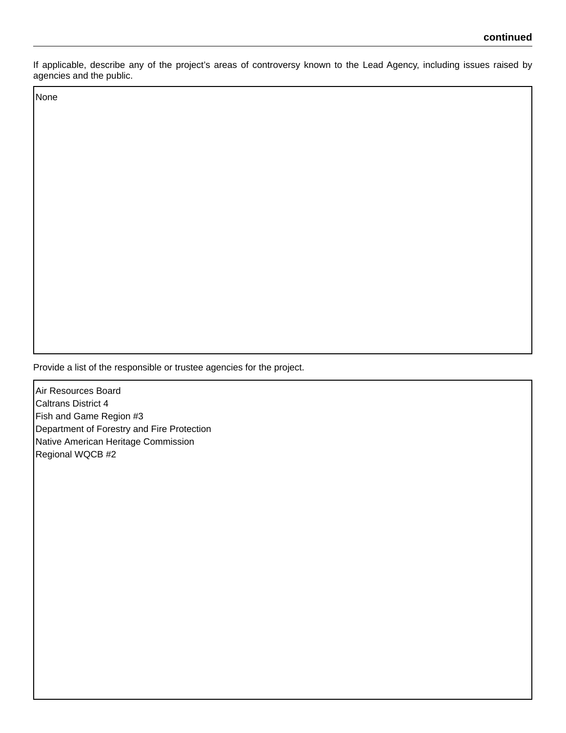**continued**

If applicable, describe any of the project's areas of controversy known to the Lead Agency, including issues raised by agencies and the public.

None

Provide a list of the responsible or trustee agencies for the project.

Air Resources Board
Caltrans District 4
Fish and Game Region #3
Department of Forestry and Fire Protection
Native American Heritage Commission
Regional WQCB #2